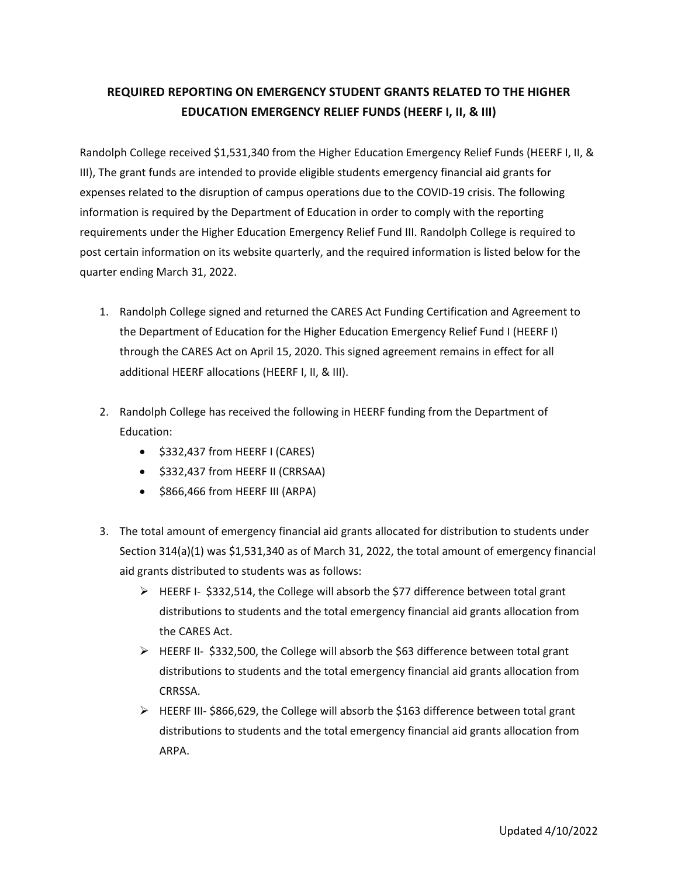# REQUIRED REPORTING ON EMERGENCY STUDENT GRANTS RELATED TO THE HIGHER EDUCATION EMERGENCY RELIEF FUNDS (HEERF I, II, & III)

Randolph College received $1,531,340 from the Higher Education Emergency Relief Funds (HEERF I, II, & III), The grant funds are intended to provide eligible students emergency financial aid grants for expenses related to the disruption of campus operations due to the COVID-19 crisis. The following information is required by the Department of Education in order to comply with the reporting requirements under the Higher Education Emergency Relief Fund III. Randolph College is required to post certain information on its website quarterly, and the required information is listed below for the quarter ending March 31, 2022.

1. Randolph College signed and returned the CARES Act Funding Certification and Agreement to the Department of Education for the Higher Education Emergency Relief Fund I (HEERF I) through the CARES Act on April 15, 2020. This signed agreement remains in effect for all additional HEERF allocations (HEERF I, II, & III).

2. Randolph College has received the following in HEERF funding from the Department of Education:
   - $332,437 from HEERF I (CARES)
   - $332,437 from HEERF II (CRRSAA)
   - $866,466 from HEERF III (ARPA)

3. The total amount of emergency financial aid grants allocated for distribution to students under Section 314(a)(1) was $1,531,340 as of March 31, 2022, the total amount of emergency financial aid grants distributed to students was as follows:
   - HEERF I- $332,514, the College will absorb the $77 difference between total grant distributions to students and the total emergency financial aid grants allocation from the CARES Act.
   - HEERF II- $332,500, the College will absorb the $63 difference between total grant distributions to students and the total emergency financial aid grants allocation from CRRSSA.
   - HEERF III- $866,629, the College will absorb the $163 difference between total grant distributions to students and the total emergency financial aid grants allocation from ARPA.

Updated 4/10/2022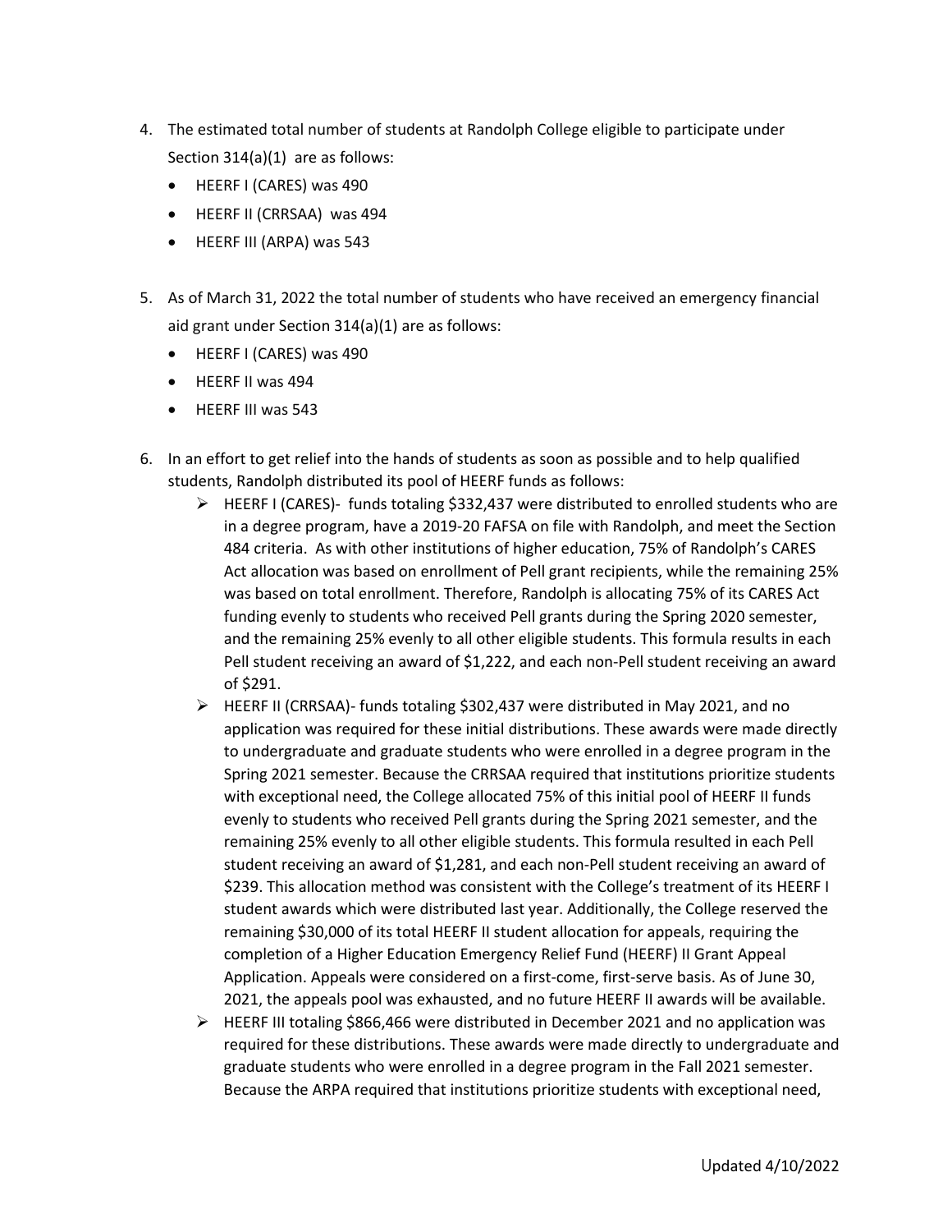4. The estimated total number of students at Randolph College eligible to participate under Section 314(a)(1) are as follows:
   - HEERF I (CARES) was 490
   - HEERF II (CRRSAA) was 494
   - HEERF III (ARPA) was 543

5. As of March 31, 2022 the total number of students who have received an emergency financial aid grant under Section 314(a)(1) are as follows:
   - HEERF I (CARES) was 490
   - HEERF II was 494
   - HEERF III was 543

6. In an effort to get relief into the hands of students as soon as possible and to help qualified students, Randolph distributed its pool of HEERF funds as follows:
   - HEERF I (CARES)- funds totaling $332,437 were distributed to enrolled students who are in a degree program, have a 2019-20 FAFSA on file with Randolph, and meet the Section 484 criteria. As with other institutions of higher education, 75% of Randolph's CARES Act allocation was based on enrollment of Pell grant recipients, while the remaining 25% was based on total enrollment. Therefore, Randolph is allocating 75% of its CARES Act funding evenly to students who received Pell grants during the Spring 2020 semester, and the remaining 25% evenly to all other eligible students. This formula results in each Pell student receiving an award of $1,222, and each non-Pell student receiving an award of $291.
   - HEERF II (CRRSAA)- funds totaling $302,437 were distributed in May 2021, and no application was required for these initial distributions. These awards were made directly to undergraduate and graduate students who were enrolled in a degree program in the Spring 2021 semester. Because the CRRSAA required that institutions prioritize students with exceptional need, the College allocated 75% of this initial pool of HEERF II funds evenly to students who received Pell grants during the Spring 2021 semester, and the remaining 25% evenly to all other eligible students. This formula resulted in each Pell student receiving an award of $1,281, and each non-Pell student receiving an award of $239. This allocation method was consistent with the College's treatment of its HEERF I student awards which were distributed last year. Additionally, the College reserved the remaining $30,000 of its total HEERF II student allocation for appeals, requiring the completion of a Higher Education Emergency Relief Fund (HEERF) II Grant Appeal Application. Appeals were considered on a first-come, first-serve basis. As of June 30, 2021, the appeals pool was exhausted, and no future HEERF II awards will be available.
   - HEERF III totaling $866,466 were distributed in December 2021 and no application was required for these distributions. These awards were made directly to undergraduate and graduate students who were enrolled in a degree program in the Fall 2021 semester. Because the ARPA required that institutions prioritize students with exceptional need,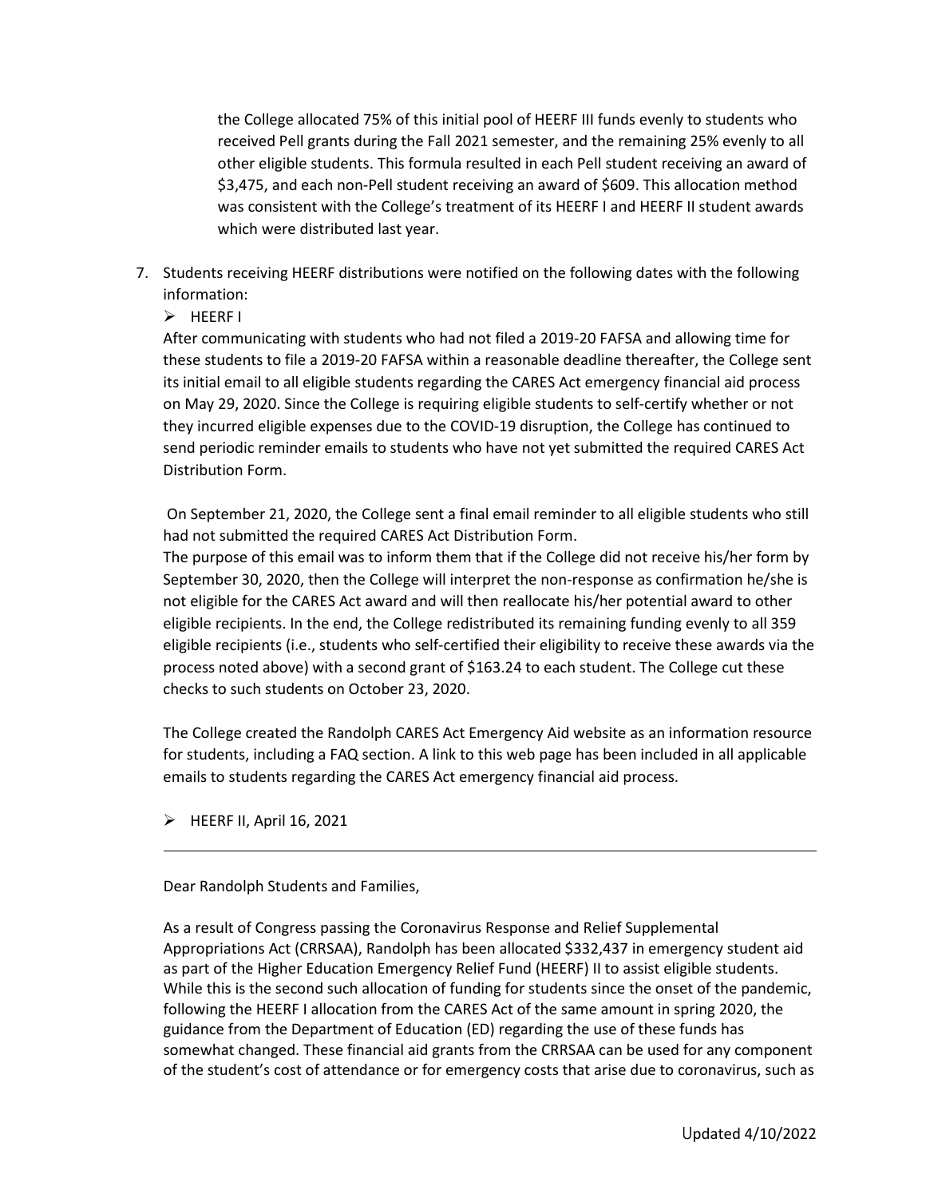the College allocated 75% of this initial pool of HEERF III funds evenly to students who received Pell grants during the Fall 2021 semester, and the remaining 25% evenly to all other eligible students. This formula resulted in each Pell student receiving an award of $3,475, and each non-Pell student receiving an award of $609. This allocation method was consistent with the College's treatment of its HEERF I and HEERF II student awards which were distributed last year.

7. Students receiving HEERF distributions were notified on the following dates with the following information:

   - HEERF I

   After communicating with students who had not filed a 2019-20 FAFSA and allowing time for these students to file a 2019-20 FAFSA within a reasonable deadline thereafter, the College sent its initial email to all eligible students regarding the CARES Act emergency financial aid process on May 29, 2020. Since the College is requiring eligible students to self-certify whether or not they incurred eligible expenses due to the COVID-19 disruption, the College has continued to send periodic reminder emails to students who have not yet submitted the required CARES Act Distribution Form.

   On September 21, 2020, the College sent a final email reminder to all eligible students who still had not submitted the required CARES Act Distribution Form.
   The purpose of this email was to inform them that if the College did not receive his/her form by September 30, 2020, then the College will interpret the non-response as confirmation he/she is not eligible for the CARES Act award and will then reallocate his/her potential award to other eligible recipients. In the end, the College redistributed its remaining funding evenly to all 359 eligible recipients (i.e., students who self-certified their eligibility to receive these awards via the process noted above) with a second grant of $163.24 to each student. The College cut these checks to such students on October 23, 2020.

   The College created the Randolph CARES Act Emergency Aid website as an information resource for students, including a FAQ section. A link to this web page has been included in all applicable emails to students regarding the CARES Act emergency financial aid process.

   - HEERF II, April 16, 2021

---

Dear Randolph Students and Families,

As a result of Congress passing the Coronavirus Response and Relief Supplemental Appropriations Act (CRRSAA), Randolph has been allocated $332,437 in emergency student aid as part of the Higher Education Emergency Relief Fund (HEERF) II to assist eligible students. While this is the second such allocation of funding for students since the onset of the pandemic, following the HEERF I allocation from the CARES Act of the same amount in spring 2020, the guidance from the Department of Education (ED) regarding the use of these funds has somewhat changed. These financial aid grants from the CRRSAA can be used for any component of the student's cost of attendance or for emergency costs that arise due to coronavirus, such as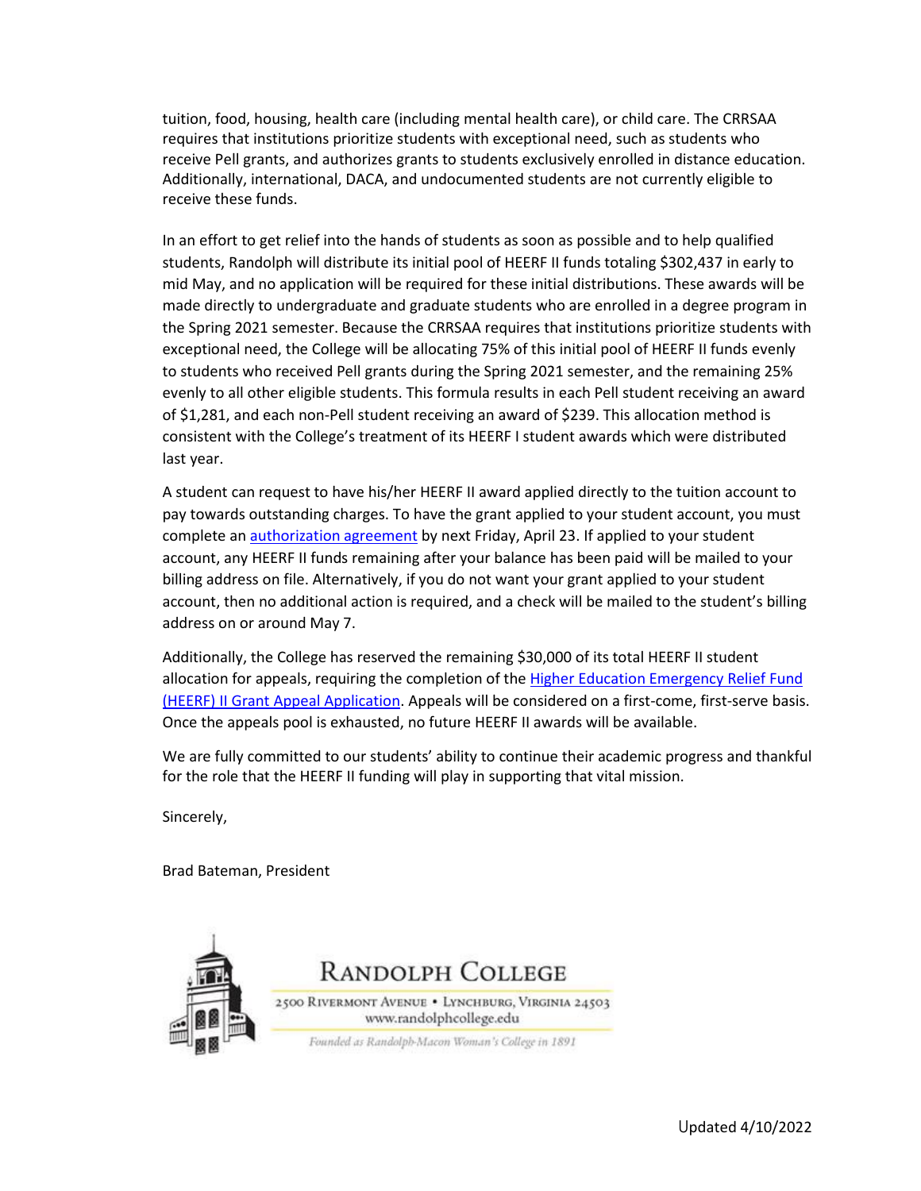tuition, food, housing, health care (including mental health care), or child care. The CRRSAA requires that institutions prioritize students with exceptional need, such as students who receive Pell grants, and authorizes grants to students exclusively enrolled in distance education. Additionally, international, DACA, and undocumented students are not currently eligible to receive these funds.

In an effort to get relief into the hands of students as soon as possible and to help qualified students, Randolph will distribute its initial pool of HEERF II funds totaling $302,437 in early to mid May, and no application will be required for these initial distributions. These awards will be made directly to undergraduate and graduate students who are enrolled in a degree program in the Spring 2021 semester. Because the CRRSAA requires that institutions prioritize students with exceptional need, the College will be allocating 75% of this initial pool of HEERF II funds evenly to students who received Pell grants during the Spring 2021 semester, and the remaining 25% evenly to all other eligible students. This formula results in each Pell student receiving an award of $1,281, and each non-Pell student receiving an award of $239. This allocation method is consistent with the College's treatment of its HEERF I student awards which were distributed last year.

A student can request to have his/her HEERF II award applied directly to the tuition account to pay towards outstanding charges. To have the grant applied to your student account, you must complete an [authorization agreement]() by next Friday, April 23. If applied to your student account, any HEERF II funds remaining after your balance has been paid will be mailed to your billing address on file. Alternatively, if you do not want your grant applied to your student account, then no additional action is required, and a check will be mailed to the student's billing address on or around May 7.

Additionally, the College has reserved the remaining $30,000 of its total HEERF II student allocation for appeals, requiring the completion of the [Higher Education Emergency Relief Fund (HEERF) II Grant Appeal Application](). Appeals will be considered on a first-come, first-serve basis. Once the appeals pool is exhausted, no future HEERF II awards will be available.

We are fully committed to our students' ability to continue their academic progress and thankful for the role that the HEERF II funding will play in supporting that vital mission.

Sincerely,

Brad Bateman, President

RANDOLPH COLLEGE

2500 Rivermont Avenue • Lynchburg, Virginia 24503
www.randolphcollege.edu

*Founded as Randolph-Macon Woman's College in 1891*

Updated 4/10/2022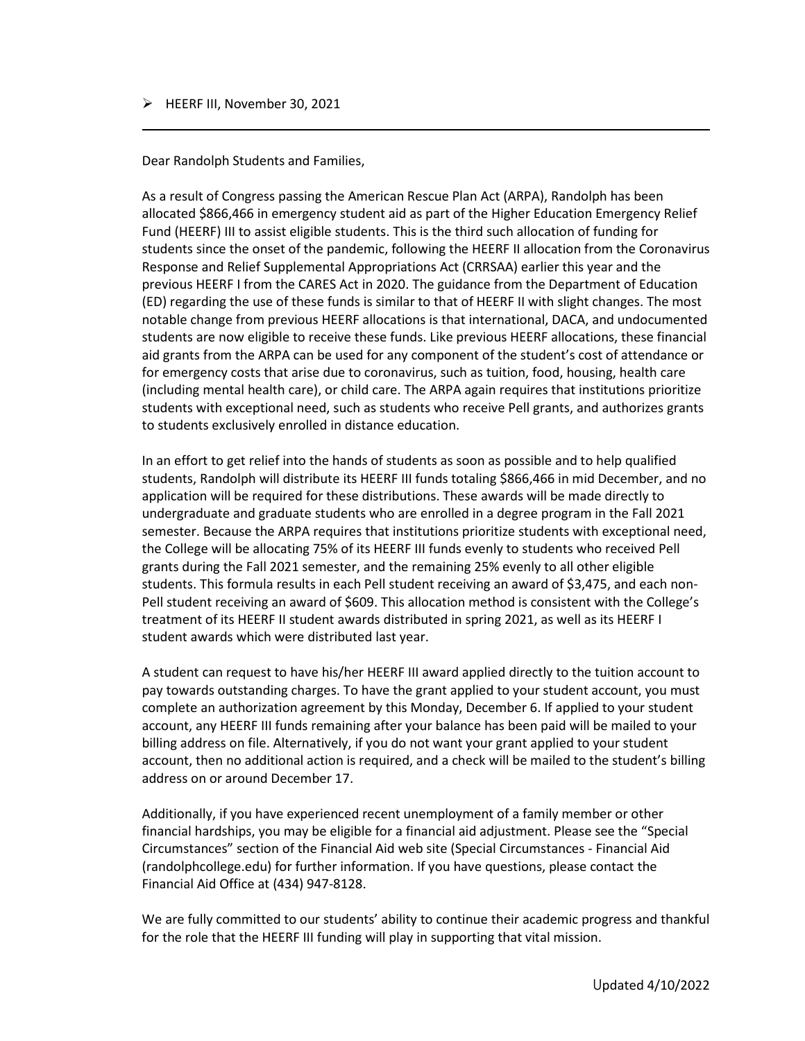➢ HEERF III, November 30, 2021

---

Dear Randolph Students and Families,

As a result of Congress passing the American Rescue Plan Act (ARPA), Randolph has been allocated $866,466 in emergency student aid as part of the Higher Education Emergency Relief Fund (HEERF) III to assist eligible students. This is the third such allocation of funding for students since the onset of the pandemic, following the HEERF II allocation from the Coronavirus Response and Relief Supplemental Appropriations Act (CRRSAA) earlier this year and the previous HEERF I from the CARES Act in 2020. The guidance from the Department of Education (ED) regarding the use of these funds is similar to that of HEERF II with slight changes. The most notable change from previous HEERF allocations is that international, DACA, and undocumented students are now eligible to receive these funds. Like previous HEERF allocations, these financial aid grants from the ARPA can be used for any component of the student's cost of attendance or for emergency costs that arise due to coronavirus, such as tuition, food, housing, health care (including mental health care), or child care. The ARPA again requires that institutions prioritize students with exceptional need, such as students who receive Pell grants, and authorizes grants to students exclusively enrolled in distance education.

In an effort to get relief into the hands of students as soon as possible and to help qualified students, Randolph will distribute its HEERF III funds totaling $866,466 in mid December, and no application will be required for these distributions. These awards will be made directly to undergraduate and graduate students who are enrolled in a degree program in the Fall 2021 semester. Because the ARPA requires that institutions prioritize students with exceptional need, the College will be allocating 75% of its HEERF III funds evenly to students who received Pell grants during the Fall 2021 semester, and the remaining 25% evenly to all other eligible students. This formula results in each Pell student receiving an award of $3,475, and each non-Pell student receiving an award of $609. This allocation method is consistent with the College's treatment of its HEERF II student awards distributed in spring 2021, as well as its HEERF I student awards which were distributed last year.

A student can request to have his/her HEERF III award applied directly to the tuition account to pay towards outstanding charges. To have the grant applied to your student account, you must complete an authorization agreement by this Monday, December 6. If applied to your student account, any HEERF III funds remaining after your balance has been paid will be mailed to your billing address on file. Alternatively, if you do not want your grant applied to your student account, then no additional action is required, and a check will be mailed to the student's billing address on or around December 17.

Additionally, if you have experienced recent unemployment of a family member or other financial hardships, you may be eligible for a financial aid adjustment. Please see the "Special Circumstances" section of the Financial Aid web site (Special Circumstances - Financial Aid (randolphcollege.edu) for further information. If you have questions, please contact the Financial Aid Office at (434) 947-8128.

We are fully committed to our students' ability to continue their academic progress and thankful for the role that the HEERF III funding will play in supporting that vital mission.

Updated 4/10/2022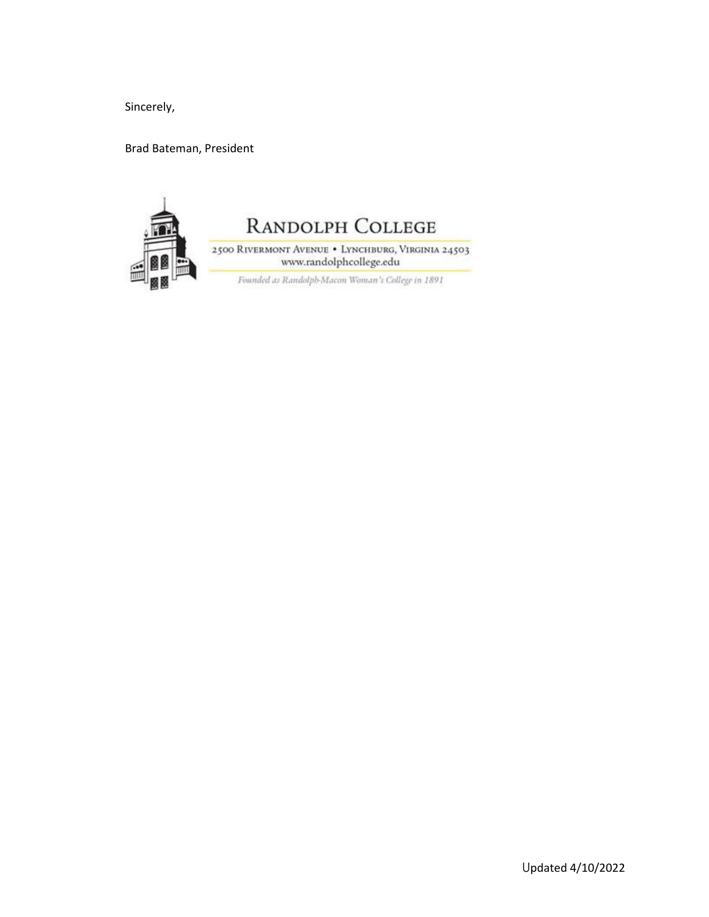Sincerely,

Brad Bateman, President

RANDOLPH COLLEGE

2500 RIVERMONT AVENUE • LYNCHBURG, VIRGINIA 24503
www.randolphcollege.edu

*Founded as Randolph-Macon Woman's College in 1891*

Updated 4/10/2022